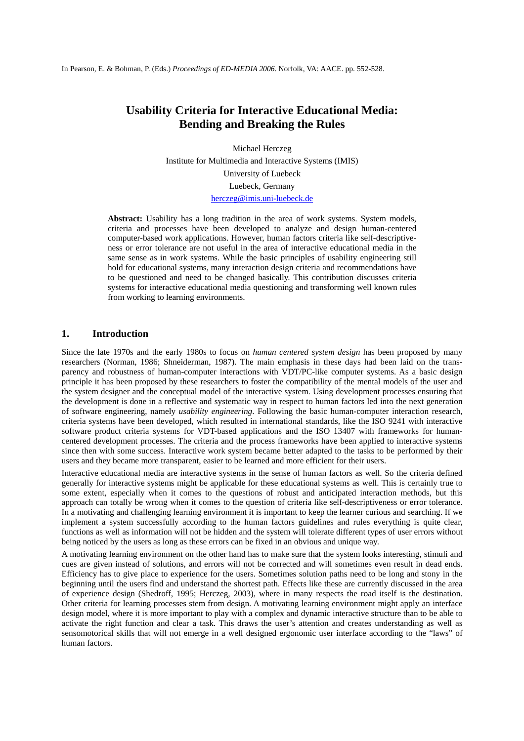In Pearson, E. & Bohman, P. (Eds.) *Proceedings of ED-MEDIA 2006*. Norfolk, VA: AACE. pp. 552-528.

# Usability Criteria for Interactive Educational Media: Bending and Breaking the Rules

Michael Herczeg
Institute for Multimedia and Interactive Systems (IMIS)
University of Luebeck
Luebeck, Germany
herczeg@imis.uni-luebeck.de

**Abstract:** Usability has a long tradition in the area of work systems. System models, criteria and processes have been developed to analyze and design human-centered computer-based work applications. However, human factors criteria like self-descriptiveness or error tolerance are not useful in the area of interactive educational media in the same sense as in work systems. While the basic principles of usability engineering still hold for educational systems, many interaction design criteria and recommendations have to be questioned and need to be changed basically. This contribution discusses criteria systems for interactive educational media questioning and transforming well known rules from working to learning environments.

## 1. Introduction

Since the late 1970s and the early 1980s to focus on *human centered system design* has been proposed by many researchers (Norman, 1986; Shneiderman, 1987). The main emphasis in these days had been laid on the transparency and robustness of human-computer interactions with VDT/PC-like computer systems. As a basic design principle it has been proposed by these researchers to foster the compatibility of the mental models of the user and the system designer and the conceptual model of the interactive system. Using development processes ensuring that the development is done in a reflective and systematic way in respect to human factors led into the next generation of software engineering, namely *usability engineering*. Following the basic human-computer interaction research, criteria systems have been developed, which resulted in international standards, like the ISO 9241 with interactive software product criteria systems for VDT-based applications and the ISO 13407 with frameworks for human-centered development processes. The criteria and the process frameworks have been applied to interactive systems since then with some success. Interactive work system became better adapted to the tasks to be performed by their users and they became more transparent, easier to be learned and more efficient for their users.

Interactive educational media are interactive systems in the sense of human factors as well. So the criteria defined generally for interactive systems might be applicable for these educational systems as well. This is certainly true to some extent, especially when it comes to the questions of robust and anticipated interaction methods, but this approach can totally be wrong when it comes to the question of criteria like self-descriptiveness or error tolerance. In a motivating and challenging learning environment it is important to keep the learner curious and searching. If we implement a system successfully according to the human factors guidelines and rules everything is quite clear, functions as well as information will not be hidden and the system will tolerate different types of user errors without being noticed by the users as long as these errors can be fixed in an obvious and unique way.

A motivating learning environment on the other hand has to make sure that the system looks interesting, stimuli and cues are given instead of solutions, and errors will not be corrected and will sometimes even result in dead ends. Efficiency has to give place to experience for the users. Sometimes solution paths need to be long and stony in the beginning until the users find and understand the shortest path. Effects like these are currently discussed in the area of experience design (Shedroff, 1995; Herczeg, 2003), where in many respects the road itself is the destination. Other criteria for learning processes stem from design. A motivating learning environment might apply an interface design model, where it is more important to play with a complex and dynamic interactive structure than to be able to activate the right function and clear a task. This draws the user's attention and creates understanding as well as sensomotorical skills that will not emerge in a well designed ergonomic user interface according to the "laws" of human factors.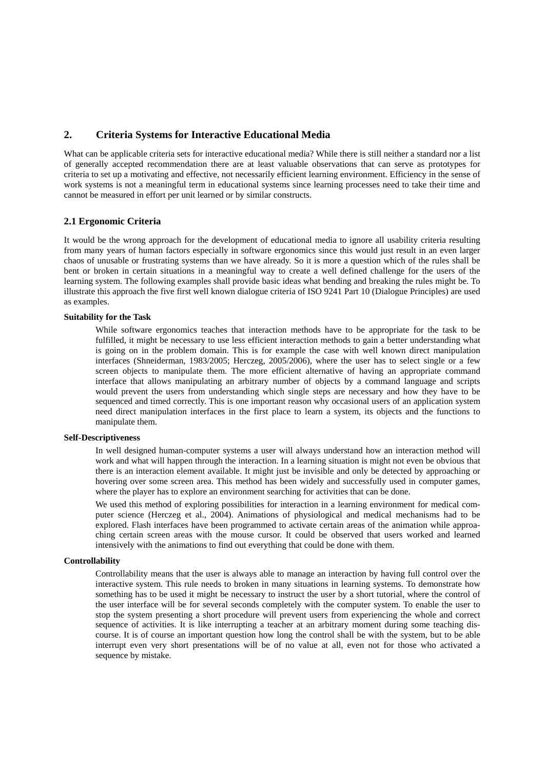## 2. Criteria Systems for Interactive Educational Media

What can be applicable criteria sets for interactive educational media? While there is still neither a standard nor a list of generally accepted recommendation there are at least valuable observations that can serve as prototypes for criteria to set up a motivating and effective, not necessarily efficient learning environment. Efficiency in the sense of work systems is not a meaningful term in educational systems since learning processes need to take their time and cannot be measured in effort per unit learned or by similar constructs.

### 2.1 Ergonomic Criteria

It would be the wrong approach for the development of educational media to ignore all usability criteria resulting from many years of human factors especially in software ergonomics since this would just result in an even larger chaos of unusable or frustrating systems than we have already. So it is more a question which of the rules shall be bent or broken in certain situations in a meaningful way to create a well defined challenge for the users of the learning system. The following examples shall provide basic ideas what bending and breaking the rules might be. To illustrate this approach the five first well known dialogue criteria of ISO 9241 Part 10 (Dialogue Principles) are used as examples.

**Suitability for the Task**

While software ergonomics teaches that interaction methods have to be appropriate for the task to be fulfilled, it might be necessary to use less efficient interaction methods to gain a better understanding what is going on in the problem domain. This is for example the case with well known direct manipulation interfaces (Shneiderman, 1983/2005; Herczeg, 2005/2006), where the user has to select single or a few screen objects to manipulate them. The more efficient alternative of having an appropriate command interface that allows manipulating an arbitrary number of objects by a command language and scripts would prevent the users from understanding which single steps are necessary and how they have to be sequenced and timed correctly. This is one important reason why occasional users of an application system need direct manipulation interfaces in the first place to learn a system, its objects and the functions to manipulate them.

**Self-Descriptiveness**

In well designed human-computer systems a user will always understand how an interaction method will work and what will happen through the interaction. In a learning situation is might not even be obvious that there is an interaction element available. It might just be invisible and only be detected by approaching or hovering over some screen area. This method has been widely and successfully used in computer games, where the player has to explore an environment searching for activities that can be done.

We used this method of exploring possibilities for interaction in a learning environment for medical computer science (Herczeg et al., 2004). Animations of physiological and medical mechanisms had to be explored. Flash interfaces have been programmed to activate certain areas of the animation while approaching certain screen areas with the mouse cursor. It could be observed that users worked and learned intensively with the animations to find out everything that could be done with them.

**Controllability**

Controllability means that the user is always able to manage an interaction by having full control over the interactive system. This rule needs to broken in many situations in learning systems. To demonstrate how something has to be used it might be necessary to instruct the user by a short tutorial, where the control of the user interface will be for several seconds completely with the computer system. To enable the user to stop the system presenting a short procedure will prevent users from experiencing the whole and correct sequence of activities. It is like interrupting a teacher at an arbitrary moment during some teaching discourse. It is of course an important question how long the control shall be with the system, but to be able interrupt even very short presentations will be of no value at all, even not for those who activated a sequence by mistake.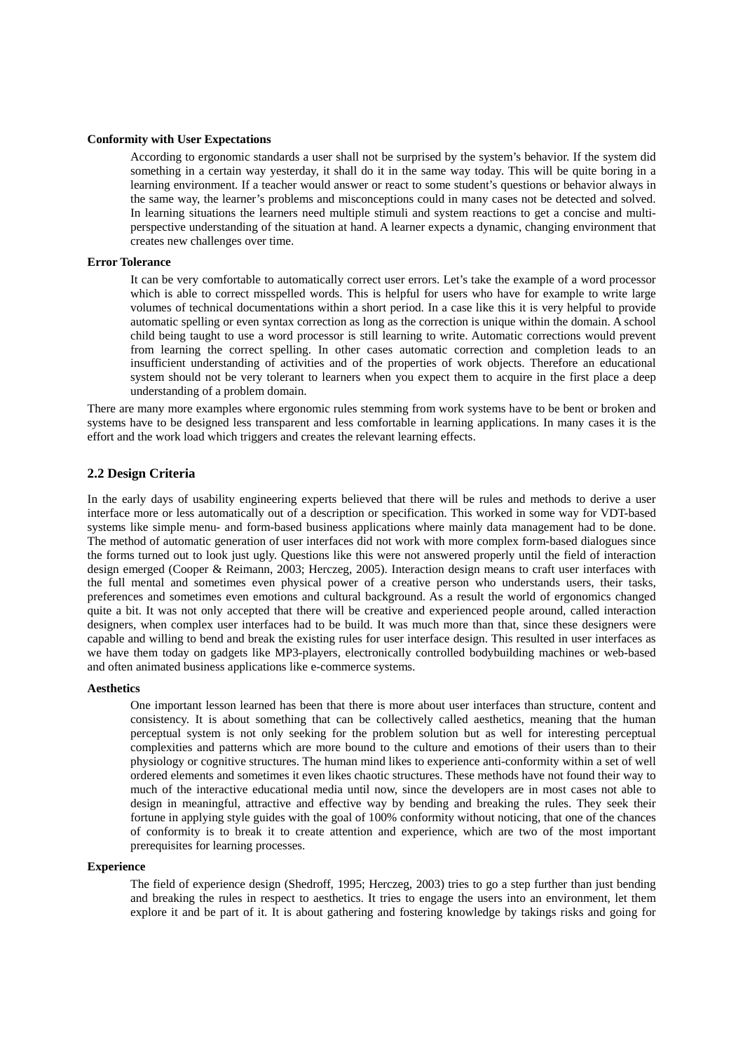**Conformity with User Expectations**

According to ergonomic standards a user shall not be surprised by the system's behavior. If the system did something in a certain way yesterday, it shall do it in the same way today. This will be quite boring in a learning environment. If a teacher would answer or react to some student's questions or behavior always in the same way, the learner's problems and misconceptions could in many cases not be detected and solved. In learning situations the learners need multiple stimuli and system reactions to get a concise and multi-perspective understanding of the situation at hand. A learner expects a dynamic, changing environment that creates new challenges over time.

**Error Tolerance**

It can be very comfortable to automatically correct user errors. Let's take the example of a word processor which is able to correct misspelled words. This is helpful for users who have for example to write large volumes of technical documentations within a short period. In a case like this it is very helpful to provide automatic spelling or even syntax correction as long as the correction is unique within the domain. A school child being taught to use a word processor is still learning to write. Automatic corrections would prevent from learning the correct spelling. In other cases automatic correction and completion leads to an insufficient understanding of activities and of the properties of work objects. Therefore an educational system should not be very tolerant to learners when you expect them to acquire in the first place a deep understanding of a problem domain.

There are many more examples where ergonomic rules stemming from work systems have to be bent or broken and systems have to be designed less transparent and less comfortable in learning applications. In many cases it is the effort and the work load which triggers and creates the relevant learning effects.

## 2.2 Design Criteria

In the early days of usability engineering experts believed that there will be rules and methods to derive a user interface more or less automatically out of a description or specification. This worked in some way for VDT-based systems like simple menu- and form-based business applications where mainly data management had to be done. The method of automatic generation of user interfaces did not work with more complex form-based dialogues since the forms turned out to look just ugly. Questions like this were not answered properly until the field of interaction design emerged (Cooper & Reimann, 2003; Herczeg, 2005). Interaction design means to craft user interfaces with the full mental and sometimes even physical power of a creative person who understands users, their tasks, preferences and sometimes even emotions and cultural background. As a result the world of ergonomics changed quite a bit. It was not only accepted that there will be creative and experienced people around, called interaction designers, when complex user interfaces had to be build. It was much more than that, since these designers were capable and willing to bend and break the existing rules for user interface design. This resulted in user interfaces as we have them today on gadgets like MP3-players, electronically controlled bodybuilding machines or web-based and often animated business applications like e-commerce systems.

**Aesthetics**

One important lesson learned has been that there is more about user interfaces than structure, content and consistency. It is about something that can be collectively called aesthetics, meaning that the human perceptual system is not only seeking for the problem solution but as well for interesting perceptual complexities and patterns which are more bound to the culture and emotions of their users than to their physiology or cognitive structures. The human mind likes to experience anti-conformity within a set of well ordered elements and sometimes it even likes chaotic structures. These methods have not found their way to much of the interactive educational media until now, since the developers are in most cases not able to design in meaningful, attractive and effective way by bending and breaking the rules. They seek their fortune in applying style guides with the goal of 100% conformity without noticing, that one of the chances of conformity is to break it to create attention and experience, which are two of the most important prerequisites for learning processes.

**Experience**

The field of experience design (Shedroff, 1995; Herczeg, 2003) tries to go a step further than just bending and breaking the rules in respect to aesthetics. It tries to engage the users into an environment, let them explore it and be part of it. It is about gathering and fostering knowledge by takings risks and going for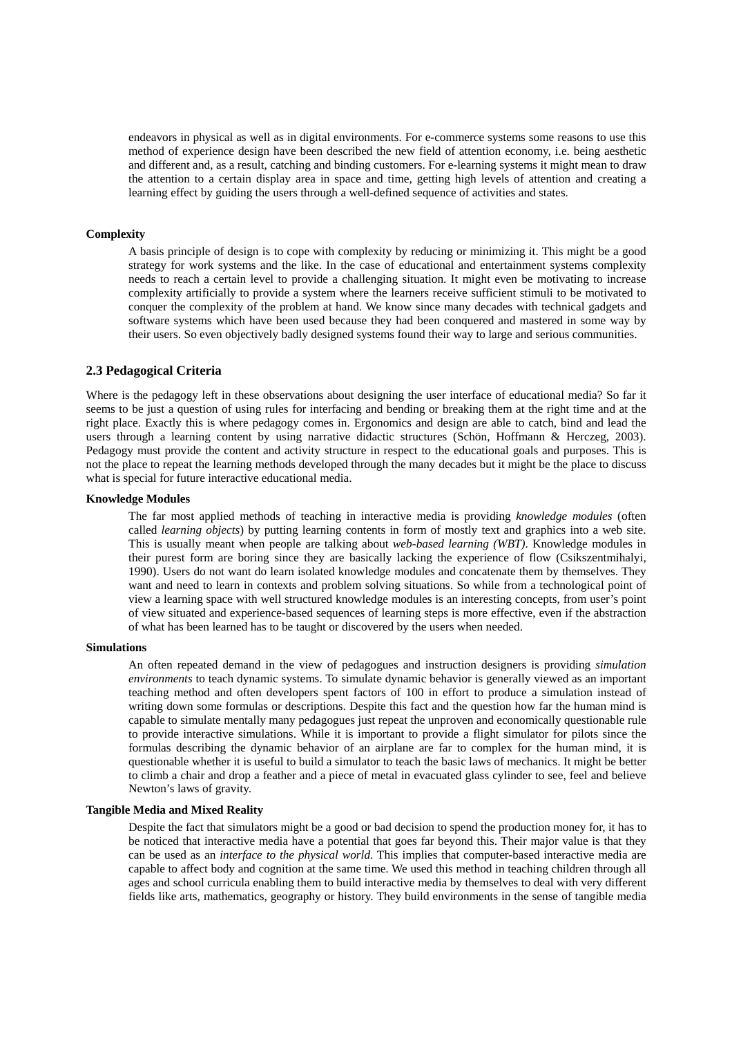endeavors in physical as well as in digital environments. For e-commerce systems some reasons to use this method of experience design have been described the new field of attention economy, i.e. being aesthetic and different and, as a result, catching and binding customers. For e-learning systems it might mean to draw the attention to a certain display area in space and time, getting high levels of attention and creating a learning effect by guiding the users through a well-defined sequence of activities and states.

**Complexity**

A basis principle of design is to cope with complexity by reducing or minimizing it. This might be a good strategy for work systems and the like. In the case of educational and entertainment systems complexity needs to reach a certain level to provide a challenging situation. It might even be motivating to increase complexity artificially to provide a system where the learners receive sufficient stimuli to be motivated to conquer the complexity of the problem at hand. We know since many decades with technical gadgets and software systems which have been used because they had been conquered and mastered in some way by their users. So even objectively badly designed systems found their way to large and serious communities.

## 2.3 Pedagogical Criteria

Where is the pedagogy left in these observations about designing the user interface of educational media? So far it seems to be just a question of using rules for interfacing and bending or breaking them at the right time and at the right place. Exactly this is where pedagogy comes in. Ergonomics and design are able to catch, bind and lead the users through a learning content by using narrative didactic structures (Schön, Hoffmann & Herczeg, 2003). Pedagogy must provide the content and activity structure in respect to the educational goals and purposes. This is not the place to repeat the learning methods developed through the many decades but it might be the place to discuss what is special for future interactive educational media.

**Knowledge Modules**

The far most applied methods of teaching in interactive media is providing *knowledge modules* (often called *learning objects*) by putting learning contents in form of mostly text and graphics into a web site. This is usually meant when people are talking about *web-based learning (WBT)*. Knowledge modules in their purest form are boring since they are basically lacking the experience of flow (Csikszentmihalyi, 1990). Users do not want do learn isolated knowledge modules and concatenate them by themselves. They want and need to learn in contexts and problem solving situations. So while from a technological point of view a learning space with well structured knowledge modules is an interesting concepts, from user's point of view situated and experience-based sequences of learning steps is more effective, even if the abstraction of what has been learned has to be taught or discovered by the users when needed.

**Simulations**

An often repeated demand in the view of pedagogues and instruction designers is providing *simulation environments* to teach dynamic systems. To simulate dynamic behavior is generally viewed as an important teaching method and often developers spent factors of 100 in effort to produce a simulation instead of writing down some formulas or descriptions. Despite this fact and the question how far the human mind is capable to simulate mentally many pedagogues just repeat the unproven and economically questionable rule to provide interactive simulations. While it is important to provide a flight simulator for pilots since the formulas describing the dynamic behavior of an airplane are far to complex for the human mind, it is questionable whether it is useful to build a simulator to teach the basic laws of mechanics. It might be better to climb a chair and drop a feather and a piece of metal in evacuated glass cylinder to see, feel and believe Newton's laws of gravity.

**Tangible Media and Mixed Reality**

Despite the fact that simulators might be a good or bad decision to spend the production money for, it has to be noticed that interactive media have a potential that goes far beyond this. Their major value is that they can be used as an *interface to the physical world*. This implies that computer-based interactive media are capable to affect body and cognition at the same time. We used this method in teaching children through all ages and school curricula enabling them to build interactive media by themselves to deal with very different fields like arts, mathematics, geography or history. They build environments in the sense of tangible media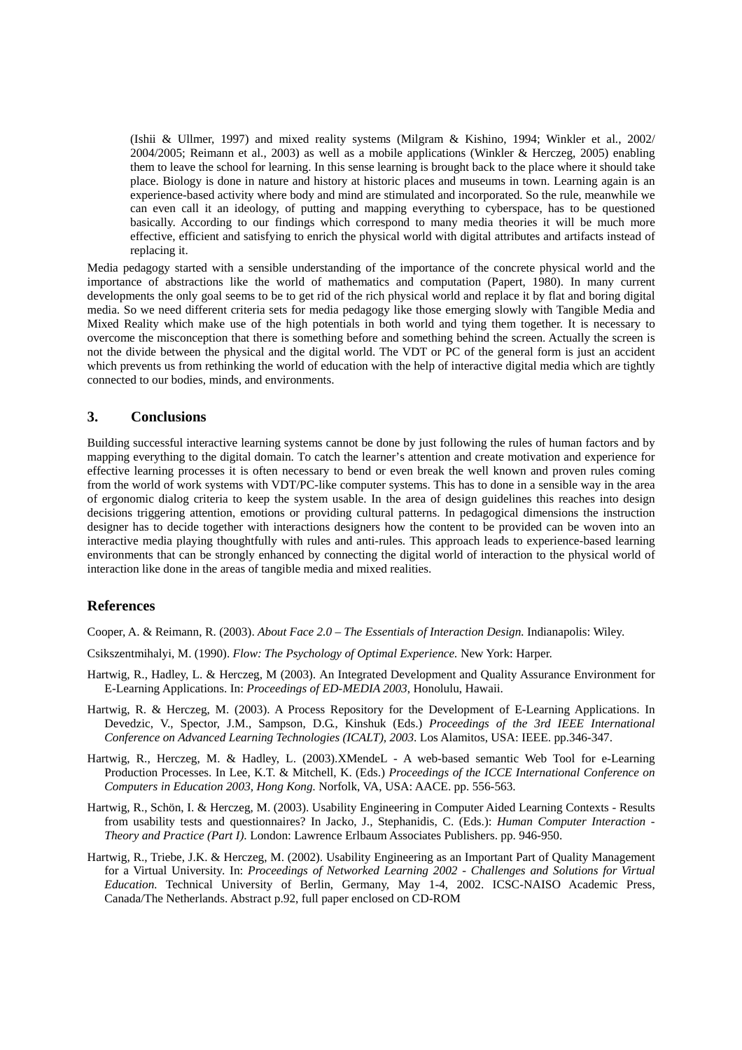(Ishii & Ullmer, 1997) and mixed reality systems (Milgram & Kishino, 1994; Winkler et al., 2002/ 2004/2005; Reimann et al., 2003) as well as a mobile applications (Winkler & Herczeg, 2005) enabling them to leave the school for learning. In this sense learning is brought back to the place where it should take place. Biology is done in nature and history at historic places and museums in town. Learning again is an experience-based activity where body and mind are stimulated and incorporated. So the rule, meanwhile we can even call it an ideology, of putting and mapping everything to cyberspace, has to be questioned basically. According to our findings which correspond to many media theories it will be much more effective, efficient and satisfying to enrich the physical world with digital attributes and artifacts instead of replacing it.

Media pedagogy started with a sensible understanding of the importance of the concrete physical world and the importance of abstractions like the world of mathematics and computation (Papert, 1980). In many current developments the only goal seems to be to get rid of the rich physical world and replace it by flat and boring digital media. So we need different criteria sets for media pedagogy like those emerging slowly with Tangible Media and Mixed Reality which make use of the high potentials in both world and tying them together. It is necessary to overcome the misconception that there is something before and something behind the screen. Actually the screen is not the divide between the physical and the digital world. The VDT or PC of the general form is just an accident which prevents us from rethinking the world of education with the help of interactive digital media which are tightly connected to our bodies, minds, and environments.

## 3. Conclusions

Building successful interactive learning systems cannot be done by just following the rules of human factors and by mapping everything to the digital domain. To catch the learner's attention and create motivation and experience for effective learning processes it is often necessary to bend or even break the well known and proven rules coming from the world of work systems with VDT/PC-like computer systems. This has to done in a sensible way in the area of ergonomic dialog criteria to keep the system usable. In the area of design guidelines this reaches into design decisions triggering attention, emotions or providing cultural patterns. In pedagogical dimensions the instruction designer has to decide together with interactions designers how the content to be provided can be woven into an interactive media playing thoughtfully with rules and anti-rules. This approach leads to experience-based learning environments that can be strongly enhanced by connecting the digital world of interaction to the physical world of interaction like done in the areas of tangible media and mixed realities.

## References

Cooper, A. & Reimann, R. (2003). *About Face 2.0 – The Essentials of Interaction Design.* Indianapolis: Wiley.

Csikszentmihalyi, M. (1990). *Flow: The Psychology of Optimal Experience.* New York: Harper.

Hartwig, R., Hadley, L. & Herczeg, M (2003). An Integrated Development and Quality Assurance Environment for E-Learning Applications. In: *Proceedings of ED-MEDIA 2003*, Honolulu, Hawaii.

Hartwig, R. & Herczeg, M. (2003). A Process Repository for the Development of E-Learning Applications. In Devedzic, V., Spector, J.M., Sampson, D.G., Kinshuk (Eds.) *Proceedings of the 3rd IEEE International Conference on Advanced Learning Technologies (ICALT), 2003.* Los Alamitos, USA: IEEE. pp.346-347.

Hartwig, R., Herczeg, M. & Hadley, L. (2003).XMendeL - A web-based semantic Web Tool for e-Learning Production Processes. In Lee, K.T. & Mitchell, K. (Eds.) *Proceedings of the ICCE International Conference on Computers in Education 2003, Hong Kong.* Norfolk, VA, USA: AACE. pp. 556-563.

Hartwig, R., Schön, I. & Herczeg, M. (2003). Usability Engineering in Computer Aided Learning Contexts - Results from usability tests and questionnaires? In Jacko, J., Stephanidis, C. (Eds.): *Human Computer Interaction - Theory and Practice (Part I).* London: Lawrence Erlbaum Associates Publishers. pp. 946-950.

Hartwig, R., Triebe, J.K. & Herczeg, M. (2002). Usability Engineering as an Important Part of Quality Management for a Virtual University. In: *Proceedings of Networked Learning 2002 - Challenges and Solutions for Virtual Education.* Technical University of Berlin, Germany, May 1-4, 2002. ICSC-NAISO Academic Press, Canada/The Netherlands. Abstract p.92, full paper enclosed on CD-ROM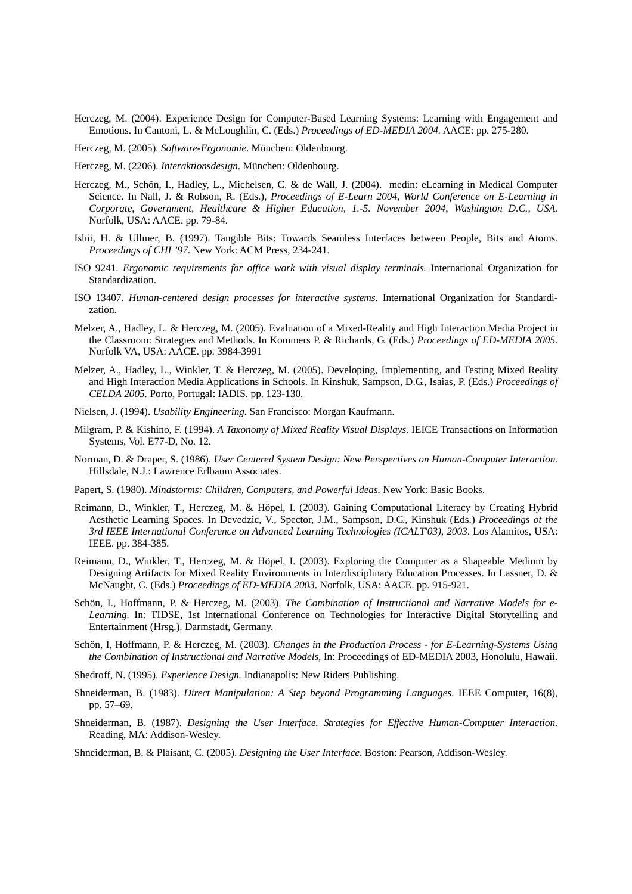Herczeg, M. (2004). Experience Design for Computer-Based Learning Systems: Learning with Engagement and Emotions. In Cantoni, L. & McLoughlin, C. (Eds.) *Proceedings of ED-MEDIA 2004*. AACE: pp. 275-280.

Herczeg, M. (2005). *Software-Ergonomie*. München: Oldenbourg.

Herczeg, M. (2206). *Interaktionsdesign*. München: Oldenbourg.

Herczeg, M., Schön, I., Hadley, L., Michelsen, C. & de Wall, J. (2004). medin: eLearning in Medical Computer Science. In Nall, J. & Robson, R. (Eds.), *Proceedings of E-Learn 2004, World Conference on E-Learning in Corporate, Government, Healthcare & Higher Education, 1.-5. November 2004, Washington D.C., USA.* Norfolk, USA: AACE. pp. 79-84.

Ishii, H. & Ullmer, B. (1997). Tangible Bits: Towards Seamless Interfaces between People, Bits and Atoms. *Proceedings of CHI '97*. New York: ACM Press, 234-241.

ISO 9241. *Ergonomic requirements for office work with visual display terminals.* International Organization for Standardization.

ISO 13407. *Human-centered design processes for interactive systems.* International Organization for Standardization.

Melzer, A., Hadley, L. & Herczeg, M. (2005). Evaluation of a Mixed-Reality and High Interaction Media Project in the Classroom: Strategies and Methods. In Kommers P. & Richards, G. (Eds.) *Proceedings of ED-MEDIA 2005*. Norfolk VA, USA: AACE. pp. 3984-3991

Melzer, A., Hadley, L., Winkler, T. & Herczeg, M. (2005). Developing, Implementing, and Testing Mixed Reality and High Interaction Media Applications in Schools. In Kinshuk, Sampson, D.G., Isaias, P. (Eds.) *Proceedings of CELDA 2005.* Porto, Portugal: IADIS. pp. 123-130.

Nielsen, J. (1994). *Usability Engineering.* San Francisco: Morgan Kaufmann.

Milgram, P. & Kishino, F. (1994). *A Taxonomy of Mixed Reality Visual Displays.* IEICE Transactions on Information Systems, Vol. E77-D, No. 12.

Norman, D. & Draper, S. (1986). *User Centered System Design: New Perspectives on Human-Computer Interaction.* Hillsdale, N.J.: Lawrence Erlbaum Associates.

Papert, S. (1980). *Mindstorms: Children, Computers, and Powerful Ideas.* New York: Basic Books.

Reimann, D., Winkler, T., Herczeg, M. & Höpel, I. (2003). Gaining Computational Literacy by Creating Hybrid Aesthetic Learning Spaces. In Devedzic, V., Spector, J.M., Sampson, D.G., Kinshuk (Eds.) *Proceedings ot the 3rd IEEE International Conference on Advanced Learning Technologies (ICALT'03), 2003*. Los Alamitos, USA: IEEE. pp. 384-385.

Reimann, D., Winkler, T., Herczeg, M. & Höpel, I. (2003). Exploring the Computer as a Shapeable Medium by Designing Artifacts for Mixed Reality Environments in Interdisciplinary Education Processes. In Lassner, D. & McNaught, C. (Eds.) *Proceedings of ED-MEDIA 2003*. Norfolk, USA: AACE. pp. 915-921.

Schön, I., Hoffmann, P. & Herczeg, M. (2003). *The Combination of Instructional and Narrative Models for e-Learning.* In: TIDSE, 1st International Conference on Technologies for Interactive Digital Storytelling and Entertainment (Hrsg.). Darmstadt, Germany.

Schön, I, Hoffmann, P. & Herczeg, M. (2003). *Changes in the Production Process - for E-Learning-Systems Using the Combination of Instructional and Narrative Models*, In: Proceedings of ED-MEDIA 2003, Honolulu, Hawaii.

Shedroff, N. (1995). *Experience Design.* Indianapolis: New Riders Publishing.

Shneiderman, B. (1983). *Direct Manipulation: A Step beyond Programming Languages*. IEEE Computer, 16(8), pp. 57–69.

Shneiderman, B. (1987). *Designing the User Interface. Strategies for Effective Human-Computer Interaction.* Reading, MA: Addison-Wesley.

Shneiderman, B. & Plaisant, C. (2005). *Designing the User Interface*. Boston: Pearson, Addison-Wesley.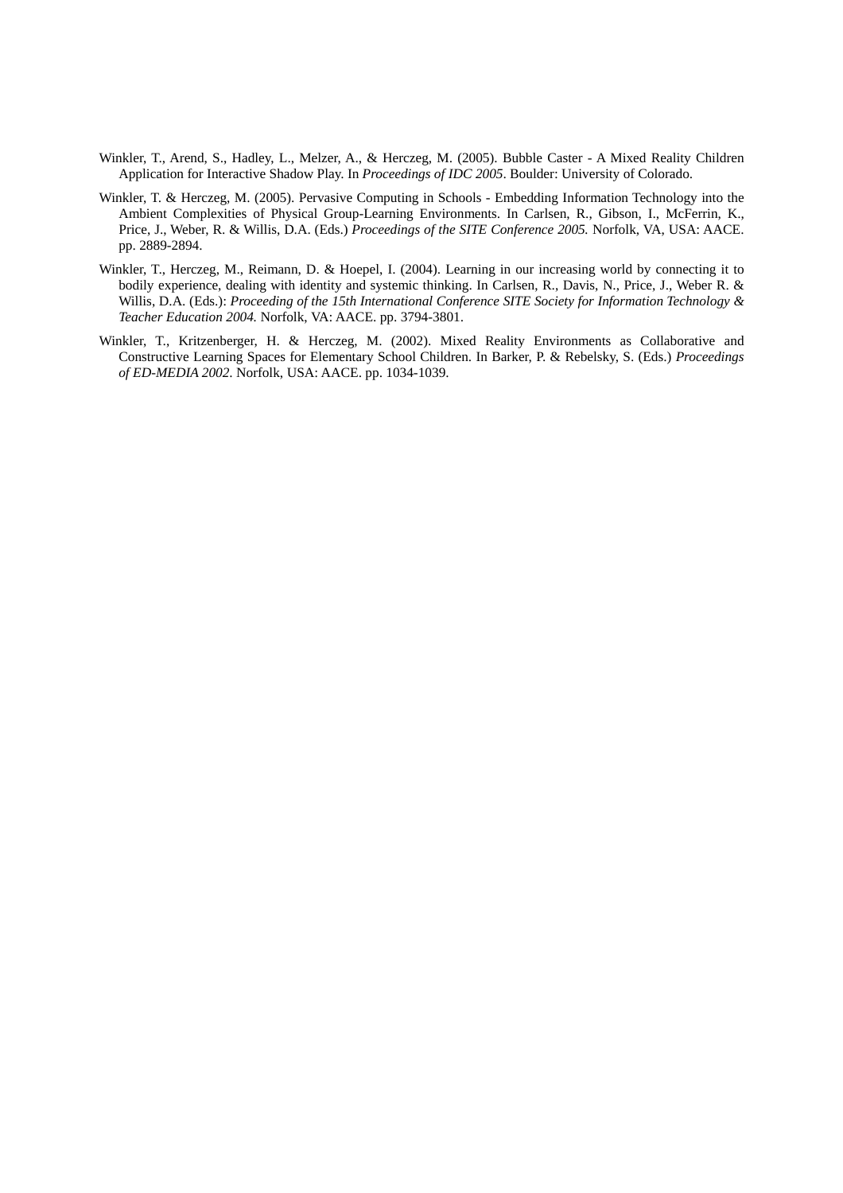Winkler, T., Arend, S., Hadley, L., Melzer, A., & Herczeg, M. (2005). Bubble Caster - A Mixed Reality Children Application for Interactive Shadow Play. In *Proceedings of IDC 2005*. Boulder: University of Colorado.

Winkler, T. & Herczeg, M. (2005). Pervasive Computing in Schools - Embedding Information Technology into the Ambient Complexities of Physical Group-Learning Environments. In Carlsen, R., Gibson, I., McFerrin, K., Price, J., Weber, R. & Willis, D.A. (Eds.) *Proceedings of the SITE Conference 2005.* Norfolk, VA, USA: AACE. pp. 2889-2894.

Winkler, T., Herczeg, M., Reimann, D. & Hoepel, I. (2004). Learning in our increasing world by connecting it to bodily experience, dealing with identity and systemic thinking. In Carlsen, R., Davis, N., Price, J., Weber R. & Willis, D.A. (Eds.): *Proceeding of the 15th International Conference SITE Society for Information Technology & Teacher Education 2004.* Norfolk, VA: AACE. pp. 3794-3801.

Winkler, T., Kritzenberger, H. & Herczeg, M. (2002). Mixed Reality Environments as Collaborative and Constructive Learning Spaces for Elementary School Children. In Barker, P. & Rebelsky, S. (Eds.) *Proceedings of ED-MEDIA 2002*. Norfolk, USA: AACE. pp. 1034-1039.